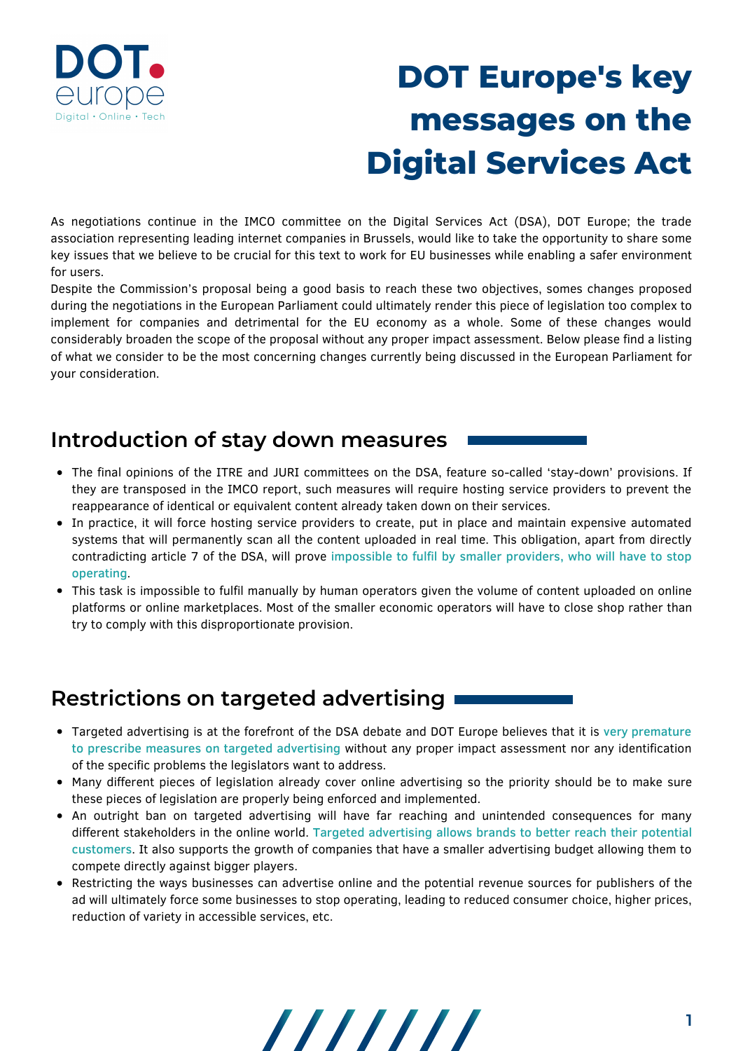# DOT Europe's key messages on the Digital Services Act

As negotiations continue in the IMCO committee on the Digital Services Act (DSA), DOT Europe; the trade association representing leading internet companies in Brussels, would like to take the opportunity to share some key issues that we believe to be crucial for this text to work for EU businesses while enabling a safer environment for users.

Despite the Commission's proposal being a good basis to reach these two objectives, somes changes proposed during the negotiations in the European Parliament could ultimately render this piece of legislation too complex to implement for companies and detrimental for the EU economy as a whole. Some of these changes would considerably broaden the scope of the proposal without any proper impact assessment. Below please find a listing of what we consider to be the most concerning changes currently being discussed in the European Parliament for your consideration.

## Introduction of stay down measures

- The final opinions of the ITRE and JURI committees on the DSA, feature so-called 'stay-down' provisions. If they are transposed in the IMCO report, such measures will require hosting service providers to prevent the reappearance of identical or equivalent content already taken down on their services.
- In practice, it will force hosting service providers to create, put in place and maintain expensive automated systems that will permanently scan all the content uploaded in real time. This obligation, apart from directly contradicting article 7 of the DSA, will prove impossible to fulfil by smaller providers, who will have to stop operating.
- This task is impossible to fulfil manually by human operators given the volume of content uploaded on online platforms or online marketplaces. Most of the smaller economic operators will have to close shop rather than try to comply with this disproportionate provision.

## Restrictions on targeted advertising

- Targeted advertising is at the forefront of the DSA debate and DOT Europe believes that it is very premature to prescribe measures on targeted advertising without any proper impact assessment nor any identification of the specific problems the legislators want to address.
- Many different pieces of legislation already cover online advertising so the priority should be to make sure these pieces of legislation are properly being enforced and implemented.
- An outright ban on targeted advertising will have far reaching and unintended consequences for many different stakeholders in the online world. Targeted advertising allows brands to better reach their potential customers. It also supports the growth of companies that have a smaller advertising budget allowing them to compete directly against bigger players.
- Restricting the ways businesses can advertise online and the potential revenue sources for publishers of the ad will ultimately force some businesses to stop operating, leading to reduced consumer choice, higher prices, reduction of variety in accessible services, etc.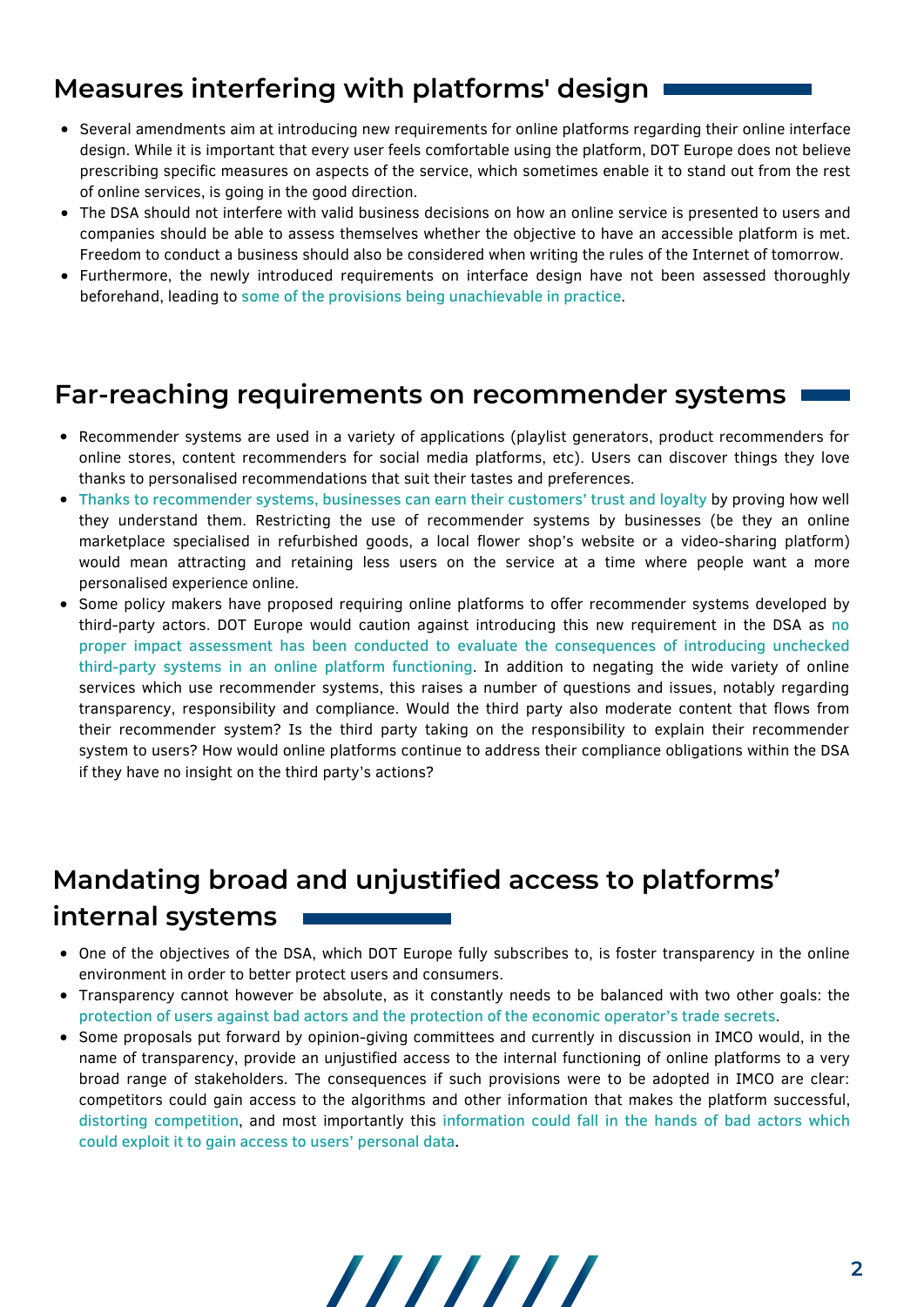## Measures interfering with platforms' design

- Several amendments aim at introducing new requirements for online platforms regarding their online interface design. While it is important that every user feels comfortable using the platform, DOT Europe does not believe prescribing specific measures on aspects of the service, which sometimes enable it to stand out from the rest of online services, is going in the good direction.
- The DSA should not interfere with valid business decisions on how an online service is presented to users and companies should be able to assess themselves whether the objective to have an accessible platform is met. Freedom to conduct a business should also be considered when writing the rules of the Internet of tomorrow.
- Furthermore, the newly introduced requirements on interface design have not been assessed thoroughly beforehand, leading to some of the provisions being unachievable in practice.

## Far-reaching requirements on recommender systems

- Recommender systems are used in a variety of applications (playlist generators, product recommenders for online stores, content recommenders for social media platforms, etc). Users can discover things they love thanks to personalised recommendations that suit their tastes and preferences.
- Thanks to recommender systems, businesses can earn their customers' trust and loyalty by proving how well they understand them. Restricting the use of recommender systems by businesses (be they an online marketplace specialised in refurbished goods, a local flower shop's website or a video-sharing platform) would mean attracting and retaining less users on the service at a time where people want a more personalised experience online.
- Some policy makers have proposed requiring online platforms to offer recommender systems developed by third-party actors. DOT Europe would caution against introducing this new requirement in the DSA as no proper impact assessment has been conducted to evaluate the consequences of introducing unchecked third-party systems in an online platform functioning. In addition to negating the wide variety of online services which use recommender systems, this raises a number of questions and issues, notably regarding transparency, responsibility and compliance. Would the third party also moderate content that flows from their recommender system? Is the third party taking on the responsibility to explain their recommender system to users? How would online platforms continue to address their compliance obligations within the DSA if they have no insight on the third party's actions?

## Mandating broad and unjustified access to platforms' internal systems

- One of the objectives of the DSA, which DOT Europe fully subscribes to, is foster transparency in the online environment in order to better protect users and consumers.
- Transparency cannot however be absolute, as it constantly needs to be balanced with two other goals: the protection of users against bad actors and the protection of the economic operator's trade secrets.
- Some proposals put forward by opinion-giving committees and currently in discussion in IMCO would, in the name of transparency, provide an unjustified access to the internal functioning of online platforms to a very broad range of stakeholders. The consequences if such provisions were to be adopted in IMCO are clear: competitors could gain access to the algorithms and other information that makes the platform successful, distorting competition, and most importantly this information could fall in the hands of bad actors which could exploit it to gain access to users' personal data.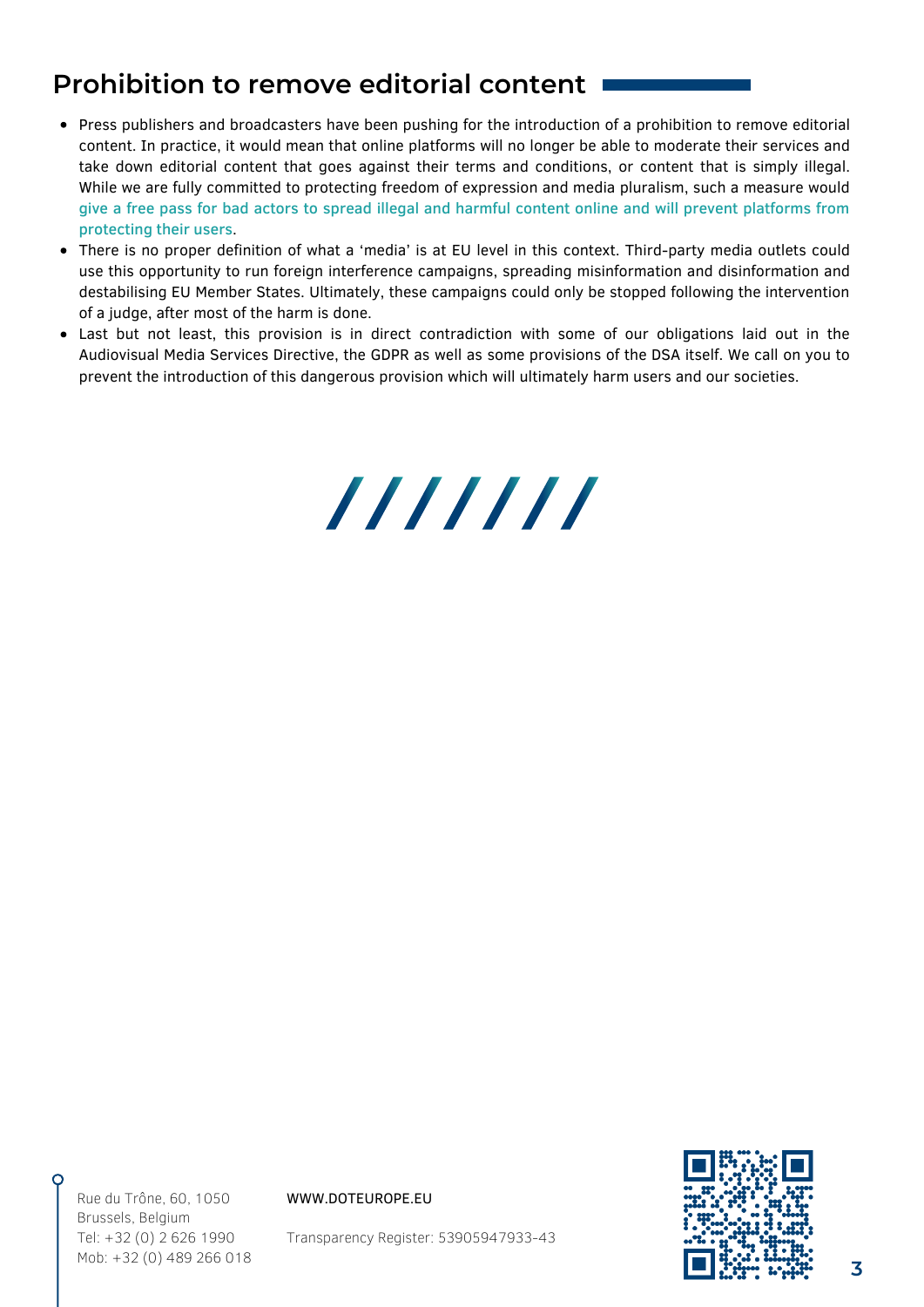## Prohibition to remove editorial content

- Press publishers and broadcasters have been pushing for the introduction of a prohibition to remove editorial content. In practice, it would mean that online platforms will no longer be able to moderate their services and take down editorial content that goes against their terms and conditions, or content that is simply illegal. While we are fully committed to protecting freedom of expression and media pluralism, such a measure would give a free pass for bad actors to spread illegal and harmful content online and will prevent platforms from protecting their users.
- There is no proper definition of what a 'media' is at EU level in this context. Third-party media outlets could use this opportunity to run foreign interference campaigns, spreading misinformation and disinformation and destabilising EU Member States. Ultimately, these campaigns could only be stopped following the intervention of a judge, after most of the harm is done.
- Last but not least, this provision is in direct contradiction with some of our obligations laid out in the Audiovisual Media Services Directive, the GDPR as well as some provisions of the DSA itself. We call on you to prevent the introduction of this dangerous provision which will ultimately harm users and our societies.

Rue du Trône, 60, 1050
Brussels, Belgium
Tel: +32 (0) 2 626 1990
Mob: +32 (0) 489 266 018

WWW.DOTEUROPE.EU

Transparency Register: 53905947933-43